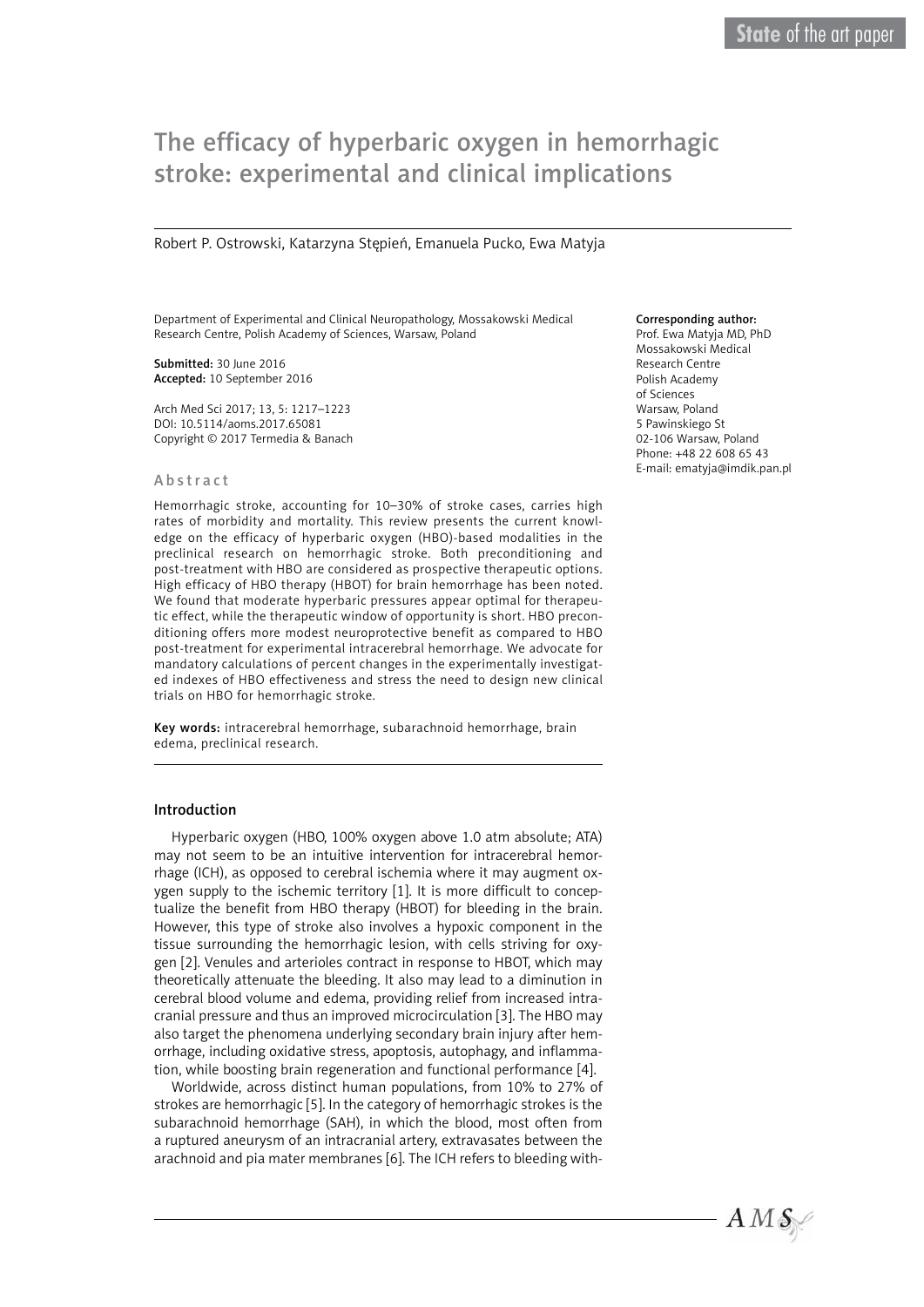State of the art paper

# The efficacy of hyperbaric oxygen in hemorrhagic stroke: experimental and clinical implications

Robert P. Ostrowski, Katarzyna Stępień, Emanuela Pucko, Ewa Matyja

Department of Experimental and Clinical Neuropathology, Mossakowski Medical Research Centre, Polish Academy of Sciences, Warsaw, Poland

**Submitted:** 30 June 2016
**Accepted:** 10 September 2016

Arch Med Sci 2017; 13, 5: 1217–1223
DOI: 10.5114/aoms.2017.65081
Copyright © 2017 Termedia & Banach

**Corresponding author:**
Prof. Ewa Matyja MD, PhD
Mossakowski Medical Research Centre
Polish Academy of Sciences
Warsaw, Poland
5 Pawinskiego St
02-106 Warsaw, Poland
Phone: +48 22 608 65 43
E-mail: ematyja@imdik.pan.pl

## Abstract

Hemorrhagic stroke, accounting for 10–30% of stroke cases, carries high rates of morbidity and mortality. This review presents the current knowledge on the efficacy of hyperbaric oxygen (HBO)-based modalities in the preclinical research on hemorrhagic stroke. Both preconditioning and post-treatment with HBO are considered as prospective therapeutic options. High efficacy of HBO therapy (HBOT) for brain hemorrhage has been noted. We found that moderate hyperbaric pressures appear optimal for therapeutic effect, while the therapeutic window of opportunity is short. HBO preconditioning offers more modest neuroprotective benefit as compared to HBO post-treatment for experimental intracerebral hemorrhage. We advocate for mandatory calculations of percent changes in the experimentally investigated indexes of HBO effectiveness and stress the need to design new clinical trials on HBO for hemorrhagic stroke.

**Key words:** intracerebral hemorrhage, subarachnoid hemorrhage, brain edema, preclinical research.

## Introduction

Hyperbaric oxygen (HBO, 100% oxygen above 1.0 atm absolute; ATA) may not seem to be an intuitive intervention for intracerebral hemorrhage (ICH), as opposed to cerebral ischemia where it may augment oxygen supply to the ischemic territory [1]. It is more difficult to conceptualize the benefit from HBO therapy (HBOT) for bleeding in the brain. However, this type of stroke also involves a hypoxic component in the tissue surrounding the hemorrhagic lesion, with cells striving for oxygen [2]. Venules and arterioles contract in response to HBOT, which may theoretically attenuate the bleeding. It also may lead to a diminution in cerebral blood volume and edema, providing relief from increased intracranial pressure and thus an improved microcirculation [3]. The HBO may also target the phenomena underlying secondary brain injury after hemorrhage, including oxidative stress, apoptosis, autophagy, and inflammation, while boosting brain regeneration and functional performance [4].

Worldwide, across distinct human populations, from 10% to 27% of strokes are hemorrhagic [5]. In the category of hemorrhagic strokes is the subarachnoid hemorrhage (SAH), in which the blood, most often from a ruptured aneurysm of an intracranial artery, extravasates between the arachnoid and pia mater membranes [6]. The ICH refers to bleeding with-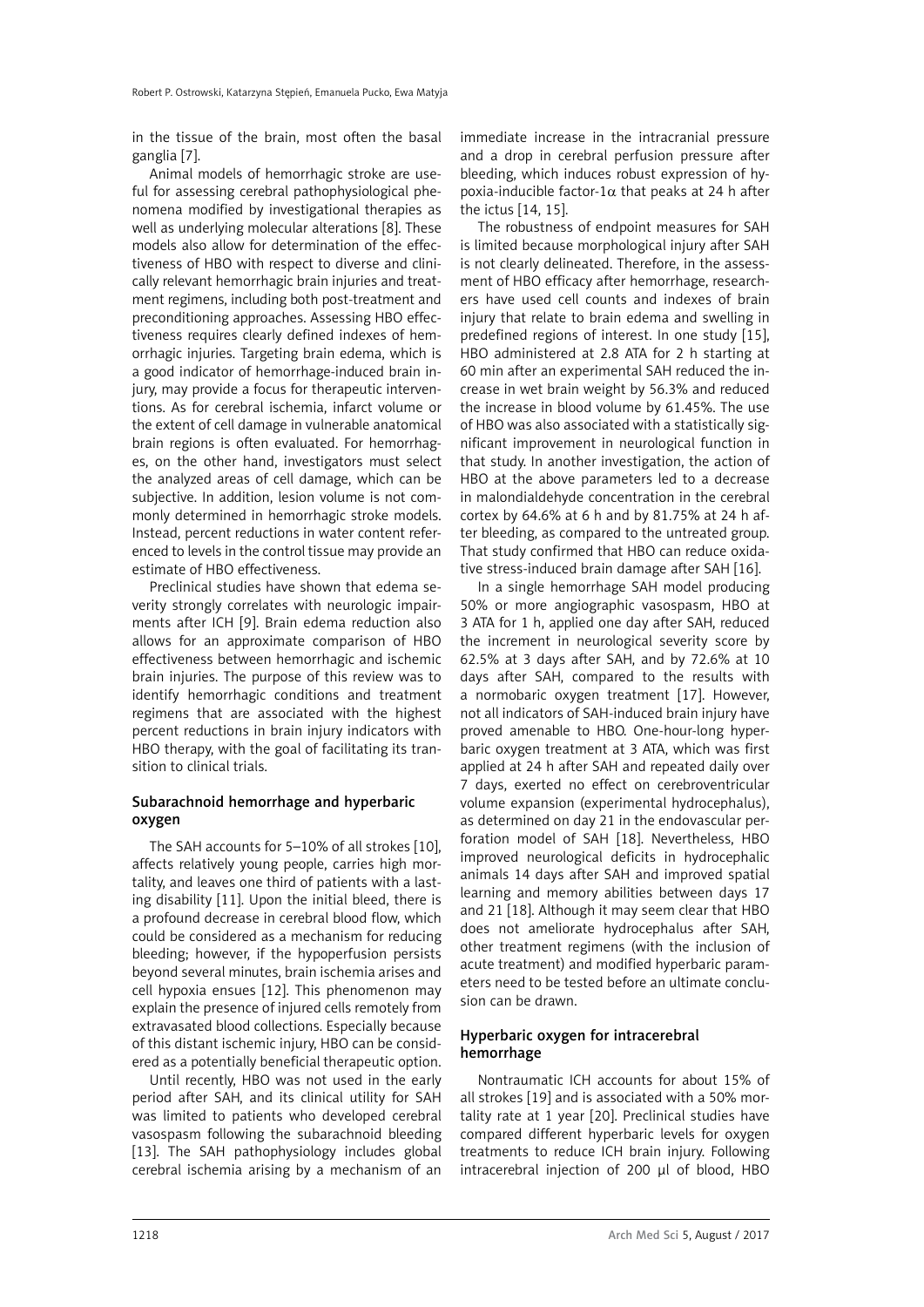in the tissue of the brain, most often the basal ganglia [7].

Animal models of hemorrhagic stroke are useful for assessing cerebral pathophysiological phenomena modified by investigational therapies as well as underlying molecular alterations [8]. These models also allow for determination of the effectiveness of HBO with respect to diverse and clinically relevant hemorrhagic brain injuries and treatment regimens, including both post-treatment and preconditioning approaches. Assessing HBO effectiveness requires clearly defined indexes of hemorrhagic injuries. Targeting brain edema, which is a good indicator of hemorrhage-induced brain injury, may provide a focus for therapeutic interventions. As for cerebral ischemia, infarct volume or the extent of cell damage in vulnerable anatomical brain regions is often evaluated. For hemorrhages, on the other hand, investigators must select the analyzed areas of cell damage, which can be subjective. In addition, lesion volume is not commonly determined in hemorrhagic stroke models. Instead, percent reductions in water content referenced to levels in the control tissue may provide an estimate of HBO effectiveness.

Preclinical studies have shown that edema severity strongly correlates with neurologic impairments after ICH [9]. Brain edema reduction also allows for an approximate comparison of HBO effectiveness between hemorrhagic and ischemic brain injuries. The purpose of this review was to identify hemorrhagic conditions and treatment regimens that are associated with the highest percent reductions in brain injury indicators with HBO therapy, with the goal of facilitating its transition to clinical trials.

## Subarachnoid hemorrhage and hyperbaric oxygen

The SAH accounts for 5–10% of all strokes [10], affects relatively young people, carries high mortality, and leaves one third of patients with a lasting disability [11]. Upon the initial bleed, there is a profound decrease in cerebral blood flow, which could be considered as a mechanism for reducing bleeding; however, if the hypoperfusion persists beyond several minutes, brain ischemia arises and cell hypoxia ensues [12]. This phenomenon may explain the presence of injured cells remotely from extravasated blood collections. Especially because of this distant ischemic injury, HBO can be considered as a potentially beneficial therapeutic option.

Until recently, HBO was not used in the early period after SAH, and its clinical utility for SAH was limited to patients who developed cerebral vasospasm following the subarachnoid bleeding [13]. The SAH pathophysiology includes global cerebral ischemia arising by a mechanism of an immediate increase in the intracranial pressure and a drop in cerebral perfusion pressure after bleeding, which induces robust expression of hypoxia-inducible factor-1$\alpha$ that peaks at 24 h after the ictus [14, 15].

The robustness of endpoint measures for SAH is limited because morphological injury after SAH is not clearly delineated. Therefore, in the assessment of HBO efficacy after hemorrhage, researchers have used cell counts and indexes of brain injury that relate to brain edema and swelling in predefined regions of interest. In one study [15], HBO administered at 2.8 ATA for 2 h starting at 60 min after an experimental SAH reduced the increase in wet brain weight by 56.3% and reduced the increase in blood volume by 61.45%. The use of HBO was also associated with a statistically significant improvement in neurological function in that study. In another investigation, the action of HBO at the above parameters led to a decrease in malondialdehyde concentration in the cerebral cortex by 64.6% at 6 h and by 81.75% at 24 h after bleeding, as compared to the untreated group. That study confirmed that HBO can reduce oxidative stress-induced brain damage after SAH [16].

In a single hemorrhage SAH model producing 50% or more angiographic vasospasm, HBO at 3 ATA for 1 h, applied one day after SAH, reduced the increment in neurological severity score by 62.5% at 3 days after SAH, and by 72.6% at 10 days after SAH, compared to the results with a normobaric oxygen treatment [17]. However, not all indicators of SAH-induced brain injury have proved amenable to HBO. One-hour-long hyperbaric oxygen treatment at 3 ATA, which was first applied at 24 h after SAH and repeated daily over 7 days, exerted no effect on cerebroventricular volume expansion (experimental hydrocephalus), as determined on day 21 in the endovascular perforation model of SAH [18]. Nevertheless, HBO improved neurological deficits in hydrocephalic animals 14 days after SAH and improved spatial learning and memory abilities between days 17 and 21 [18]. Although it may seem clear that HBO does not ameliorate hydrocephalus after SAH, other treatment regimens (with the inclusion of acute treatment) and modified hyperbaric parameters need to be tested before an ultimate conclusion can be drawn.

## Hyperbaric oxygen for intracerebral hemorrhage

Nontraumatic ICH accounts for about 15% of all strokes [19] and is associated with a 50% mortality rate at 1 year [20]. Preclinical studies have compared different hyperbaric levels for oxygen treatments to reduce ICH brain injury. Following intracerebral injection of 200 µl of blood, HBO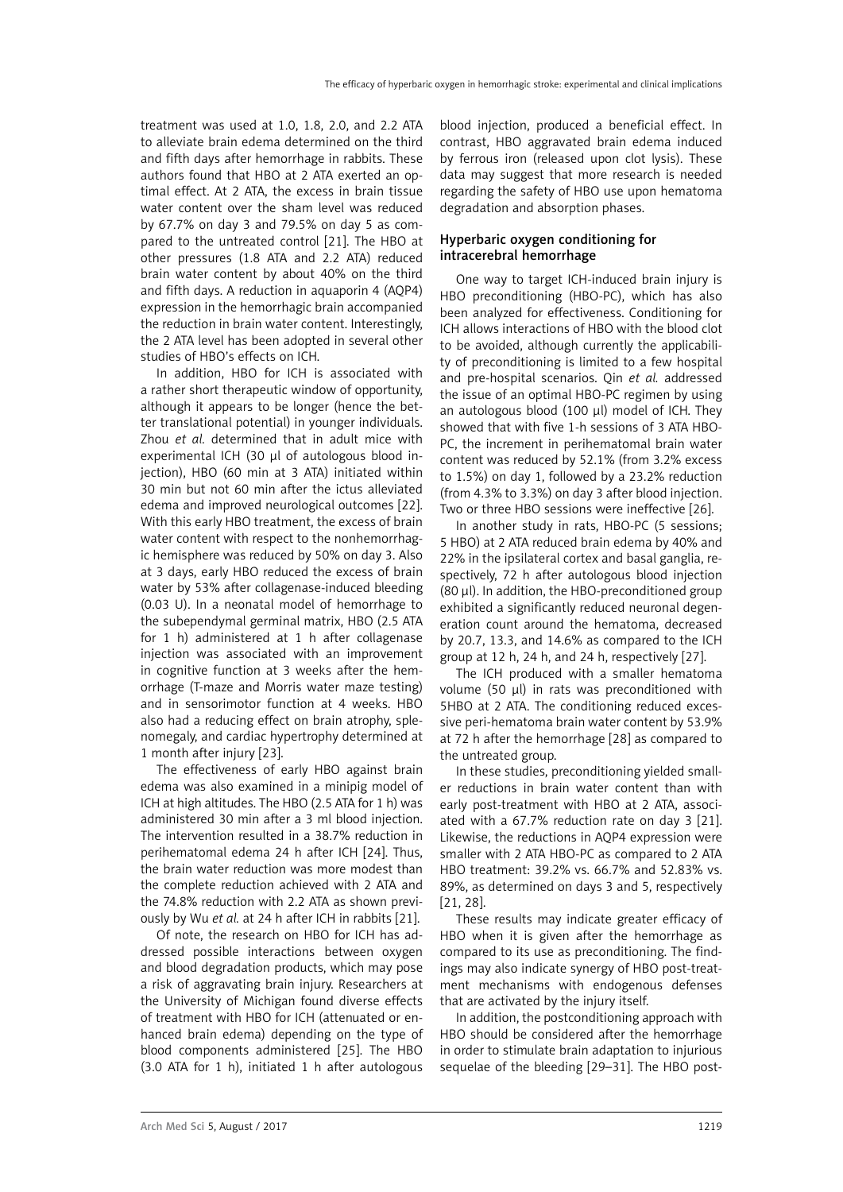treatment was used at 1.0, 1.8, 2.0, and 2.2 ATA to alleviate brain edema determined on the third and fifth days after hemorrhage in rabbits. These authors found that HBO at 2 ATA exerted an optimal effect. At 2 ATA, the excess in brain tissue water content over the sham level was reduced by 67.7% on day 3 and 79.5% on day 5 as compared to the untreated control [21]. The HBO at other pressures (1.8 ATA and 2.2 ATA) reduced brain water content by about 40% on the third and fifth days. A reduction in aquaporin 4 (AQP4) expression in the hemorrhagic brain accompanied the reduction in brain water content. Interestingly, the 2 ATA level has been adopted in several other studies of HBO's effects on ICH.

In addition, HBO for ICH is associated with a rather short therapeutic window of opportunity, although it appears to be longer (hence the better translational potential) in younger individuals. Zhou *et al.* determined that in adult mice with experimental ICH (30 µl of autologous blood injection), HBO (60 min at 3 ATA) initiated within 30 min but not 60 min after the ictus alleviated edema and improved neurological outcomes [22]. With this early HBO treatment, the excess of brain water content with respect to the nonhemorrhagic hemisphere was reduced by 50% on day 3. Also at 3 days, early HBO reduced the excess of brain water by 53% after collagenase-induced bleeding (0.03 U). In a neonatal model of hemorrhage to the subependymal germinal matrix, HBO (2.5 ATA for 1 h) administered at 1 h after collagenase injection was associated with an improvement in cognitive function at 3 weeks after the hemorrhage (T-maze and Morris water maze testing) and in sensorimotor function at 4 weeks. HBO also had a reducing effect on brain atrophy, splenomegaly, and cardiac hypertrophy determined at 1 month after injury [23].

The effectiveness of early HBO against brain edema was also examined in a minipig model of ICH at high altitudes. The HBO (2.5 ATA for 1 h) was administered 30 min after a 3 ml blood injection. The intervention resulted in a 38.7% reduction in perihematomal edema 24 h after ICH [24]. Thus, the brain water reduction was more modest than the complete reduction achieved with 2 ATA and the 74.8% reduction with 2.2 ATA as shown previously by Wu *et al.* at 24 h after ICH in rabbits [21].

Of note, the research on HBO for ICH has addressed possible interactions between oxygen and blood degradation products, which may pose a risk of aggravating brain injury. Researchers at the University of Michigan found diverse effects of treatment with HBO for ICH (attenuated or enhanced brain edema) depending on the type of blood components administered [25]. The HBO (3.0 ATA for 1 h), initiated 1 h after autologous blood injection, produced a beneficial effect. In contrast, HBO aggravated brain edema induced by ferrous iron (released upon clot lysis). These data may suggest that more research is needed regarding the safety of HBO use upon hematoma degradation and absorption phases.

### Hyperbaric oxygen conditioning for intracerebral hemorrhage

One way to target ICH-induced brain injury is HBO preconditioning (HBO-PC), which has also been analyzed for effectiveness. Conditioning for ICH allows interactions of HBO with the blood clot to be avoided, although currently the applicability of preconditioning is limited to a few hospital and pre-hospital scenarios. Qin *et al.* addressed the issue of an optimal HBO-PC regimen by using an autologous blood (100 µl) model of ICH. They showed that with five 1-h sessions of 3 ATA HBO-PC, the increment in perihematomal brain water content was reduced by 52.1% (from 3.2% excess to 1.5%) on day 1, followed by a 23.2% reduction (from 4.3% to 3.3%) on day 3 after blood injection. Two or three HBO sessions were ineffective [26].

In another study in rats, HBO-PC (5 sessions; 5 HBO) at 2 ATA reduced brain edema by 40% and 22% in the ipsilateral cortex and basal ganglia, respectively, 72 h after autologous blood injection (80 µl). In addition, the HBO-preconditioned group exhibited a significantly reduced neuronal degeneration count around the hematoma, decreased by 20.7, 13.3, and 14.6% as compared to the ICH group at 12 h, 24 h, and 24 h, respectively [27].

The ICH produced with a smaller hematoma volume (50 µl) in rats was preconditioned with 5HBO at 2 ATA. The conditioning reduced excessive peri-hematoma brain water content by 53.9% at 72 h after the hemorrhage [28] as compared to the untreated group.

In these studies, preconditioning yielded smaller reductions in brain water content than with early post-treatment with HBO at 2 ATA, associated with a 67.7% reduction rate on day 3 [21]. Likewise, the reductions in AQP4 expression were smaller with 2 ATA HBO-PC as compared to 2 ATA HBO treatment: 39.2% vs. 66.7% and 52.83% vs. 89%, as determined on days 3 and 5, respectively [21, 28].

These results may indicate greater efficacy of HBO when it is given after the hemorrhage as compared to its use as preconditioning. The findings may also indicate synergy of HBO post-treatment mechanisms with endogenous defenses that are activated by the injury itself.

In addition, the postconditioning approach with HBO should be considered after the hemorrhage in order to stimulate brain adaptation to injurious sequelae of the bleeding [29–31]. The HBO post-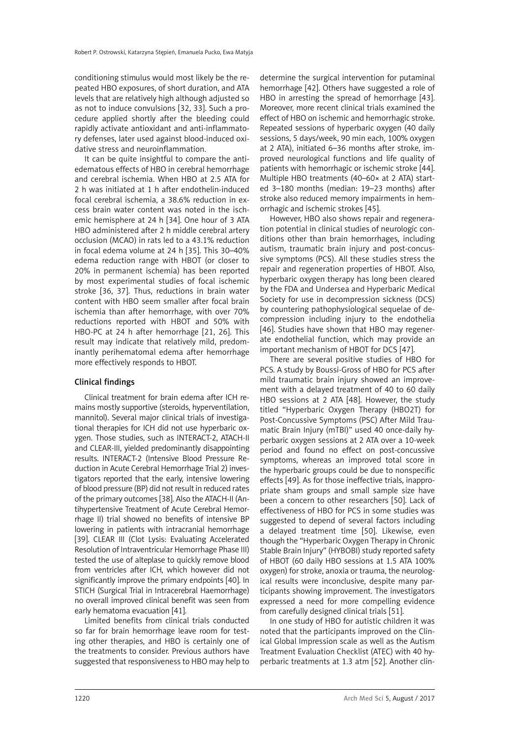conditioning stimulus would most likely be the repeated HBO exposures, of short duration, and ATA levels that are relatively high although adjusted so as not to induce convulsions [32, 33]. Such a procedure applied shortly after the bleeding could rapidly activate antioxidant and anti-inflammatory defenses, later used against blood-induced oxidative stress and neuroinflammation.

It can be quite insightful to compare the anti-edematous effects of HBO in cerebral hemorrhage and cerebral ischemia. When HBO at 2.5 ATA for 2 h was initiated at 1 h after endothelin-induced focal cerebral ischemia, a 38.6% reduction in excess brain water content was noted in the ischemic hemisphere at 24 h [34]. One hour of 3 ATA HBO administered after 2 h middle cerebral artery occlusion (MCAO) in rats led to a 43.1% reduction in focal edema volume at 24 h [35]. This 30–40% edema reduction range with HBOT (or closer to 20% in permanent ischemia) has been reported by most experimental studies of focal ischemic stroke [36, 37]. Thus, reductions in brain water content with HBO seem smaller after focal brain ischemia than after hemorrhage, with over 70% reductions reported with HBOT and 50% with HBO-PC at 24 h after hemorrhage [21, 26]. This result may indicate that relatively mild, predominantly perihematomal edema after hemorrhage more effectively responds to HBOT.

## Clinical findings

Clinical treatment for brain edema after ICH remains mostly supportive (steroids, hyperventilation, mannitol). Several major clinical trials of investigational therapies for ICH did not use hyperbaric oxygen. Those studies, such as INTERACT-2, ATACH-II and CLEAR-III, yielded predominantly disappointing results. INTERACT-2 (Intensive Blood Pressure Reduction in Acute Cerebral Hemorrhage Trial 2) investigators reported that the early, intensive lowering of blood pressure (BP) did not result in reduced rates of the primary outcomes [38]. Also the ATACH-II (Antihypertensive Treatment of Acute Cerebral Hemorrhage II) trial showed no benefits of intensive BP lowering in patients with intracranial hemorrhage [39]. CLEAR III (Clot Lysis: Evaluating Accelerated Resolution of Intraventricular Hemorrhage Phase III) tested the use of alteplase to quickly remove blood from ventricles after ICH, which however did not significantly improve the primary endpoints [40]. In STICH (Surgical Trial in Intracerebral Haemorrhage) no overall improved clinical benefit was seen from early hematoma evacuation [41].

Limited benefits from clinical trials conducted so far for brain hemorrhage leave room for testing other therapies, and HBO is certainly one of the treatments to consider. Previous authors have suggested that responsiveness to HBO may help to determine the surgical intervention for putaminal hemorrhage [42]. Others have suggested a role of HBO in arresting the spread of hemorrhage [43]. Moreover, more recent clinical trials examined the effect of HBO on ischemic and hemorrhagic stroke. Repeated sessions of hyperbaric oxygen (40 daily sessions, 5 days/week, 90 min each, 100% oxygen at 2 ATA), initiated 6–36 months after stroke, improved neurological functions and life quality of patients with hemorrhagic or ischemic stroke [44]. Multiple HBO treatments (40–60× at 2 ATA) started 3–180 months (median: 19–23 months) after stroke also reduced memory impairments in hemorrhagic and ischemic strokes [45].

However, HBO also shows repair and regeneration potential in clinical studies of neurologic conditions other than brain hemorrhages, including autism, traumatic brain injury and post-concussive symptoms (PCS). All these studies stress the repair and regeneration properties of HBOT. Also, hyperbaric oxygen therapy has long been cleared by the FDA and Undersea and Hyperbaric Medical Society for use in decompression sickness (DCS) by countering pathophysiological sequelae of decompression including injury to the endothelia [46]. Studies have shown that HBO may regenerate endothelial function, which may provide an important mechanism of HBOT for DCS [47].

There are several positive studies of HBO for PCS. A study by Boussi-Gross of HBO for PCS after mild traumatic brain injury showed an improvement with a delayed treatment of 40 to 60 daily HBO sessions at 2 ATA [48]. However, the study titled "Hyperbaric Oxygen Therapy (HBO2T) for Post-Concussive Symptoms (PSC) After Mild Traumatic Brain Injury (mTBI)" used 40 once-daily hyperbaric oxygen sessions at 2 ATA over a 10-week period and found no effect on post-concussive symptoms, whereas an improved total score in the hyperbaric groups could be due to nonspecific effects [49]. As for those ineffective trials, inappropriate sham groups and small sample size have been a concern to other researchers [50]. Lack of effectiveness of HBO for PCS in some studies was suggested to depend of several factors including a delayed treatment time [50]. Likewise, even though the "Hyperbaric Oxygen Therapy in Chronic Stable Brain Injury" (HYBOBI) study reported safety of HBOT (60 daily HBO sessions at 1.5 ATA 100% oxygen) for stroke, anoxia or trauma, the neurological results were inconclusive, despite many participants showing improvement. The investigators expressed a need for more compelling evidence from carefully designed clinical trials [51].

In one study of HBO for autistic children it was noted that the participants improved on the Clinical Global Impression scale as well as the Autism Treatment Evaluation Checklist (ATEC) with 40 hyperbaric treatments at 1.3 atm [52]. Another clin-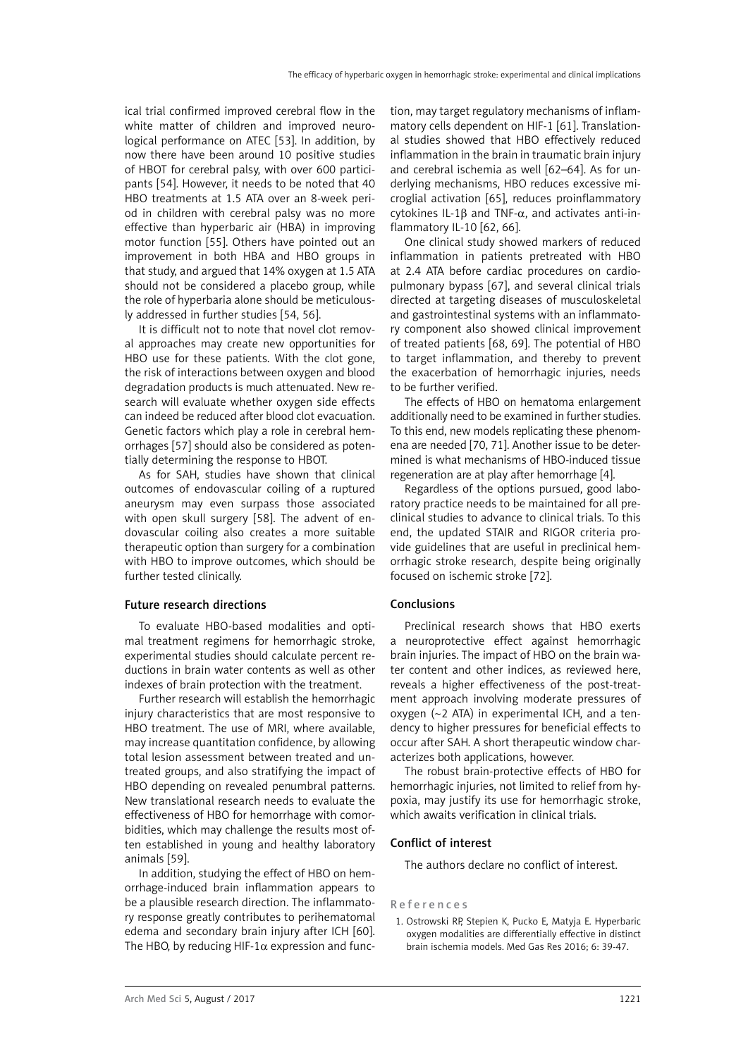ical trial confirmed improved cerebral flow in the white matter of children and improved neurological performance on ATEC [53]. In addition, by now there have been around 10 positive studies of HBOT for cerebral palsy, with over 600 participants [54]. However, it needs to be noted that 40 HBO treatments at 1.5 ATA over an 8-week period in children with cerebral palsy was no more effective than hyperbaric air (HBA) in improving motor function [55]. Others have pointed out an improvement in both HBA and HBO groups in that study, and argued that 14% oxygen at 1.5 ATA should not be considered a placebo group, while the role of hyperbaria alone should be meticulously addressed in further studies [54, 56].

It is difficult not to note that novel clot removal approaches may create new opportunities for HBO use for these patients. With the clot gone, the risk of interactions between oxygen and blood degradation products is much attenuated. New research will evaluate whether oxygen side effects can indeed be reduced after blood clot evacuation. Genetic factors which play a role in cerebral hemorrhages [57] should also be considered as potentially determining the response to HBOT.

As for SAH, studies have shown that clinical outcomes of endovascular coiling of a ruptured aneurysm may even surpass those associated with open skull surgery [58]. The advent of endovascular coiling also creates a more suitable therapeutic option than surgery for a combination with HBO to improve outcomes, which should be further tested clinically.

## Future research directions

To evaluate HBO-based modalities and optimal treatment regimens for hemorrhagic stroke, experimental studies should calculate percent reductions in brain water contents as well as other indexes of brain protection with the treatment.

Further research will establish the hemorrhagic injury characteristics that are most responsive to HBO treatment. The use of MRI, where available, may increase quantitation confidence, by allowing total lesion assessment between treated and untreated groups, and also stratifying the impact of HBO depending on revealed penumbral patterns. New translational research needs to evaluate the effectiveness of HBO for hemorrhage with comorbidities, which may challenge the results most often established in young and healthy laboratory animals [59].

In addition, studying the effect of HBO on hemorrhage-induced brain inflammation appears to be a plausible research direction. The inflammatory response greatly contributes to perihematomal edema and secondary brain injury after ICH [60]. The HBO, by reducing HIF-1$\alpha$ expression and function, may target regulatory mechanisms of inflammatory cells dependent on HIF-1 [61]. Translational studies showed that HBO effectively reduced inflammation in the brain in traumatic brain injury and cerebral ischemia as well [62–64]. As for underlying mechanisms, HBO reduces excessive microglial activation [65], reduces proinflammatory cytokines IL-1$\beta$ and TNF-$\alpha$, and activates anti-inflammatory IL-10 [62, 66].

One clinical study showed markers of reduced inflammation in patients pretreated with HBO at 2.4 ATA before cardiac procedures on cardiopulmonary bypass [67], and several clinical trials directed at targeting diseases of musculoskeletal and gastrointestinal systems with an inflammatory component also showed clinical improvement of treated patients [68, 69]. The potential of HBO to target inflammation, and thereby to prevent the exacerbation of hemorrhagic injuries, needs to be further verified.

The effects of HBO on hematoma enlargement additionally need to be examined in further studies. To this end, new models replicating these phenomena are needed [70, 71]. Another issue to be determined is what mechanisms of HBO-induced tissue regeneration are at play after hemorrhage [4].

Regardless of the options pursued, good laboratory practice needs to be maintained for all preclinical studies to advance to clinical trials. To this end, the updated STAIR and RIGOR criteria provide guidelines that are useful in preclinical hemorrhagic stroke research, despite being originally focused on ischemic stroke [72].

## Conclusions

Preclinical research shows that HBO exerts a neuroprotective effect against hemorrhagic brain injuries. The impact of HBO on the brain water content and other indices, as reviewed here, reveals a higher effectiveness of the post-treatment approach involving moderate pressures of oxygen (~2 ATA) in experimental ICH, and a tendency to higher pressures for beneficial effects to occur after SAH. A short therapeutic window characterizes both applications, however.

The robust brain-protective effects of HBO for hemorrhagic injuries, not limited to relief from hypoxia, may justify its use for hemorrhagic stroke, which awaits verification in clinical trials.

## Conflict of interest

The authors declare no conflict of interest.

## References

1. Ostrowski RP, Stepien K, Pucko E, Matyja E. Hyperbaric oxygen modalities are differentially effective in distinct brain ischemia models. Med Gas Res 2016; 6: 39-47.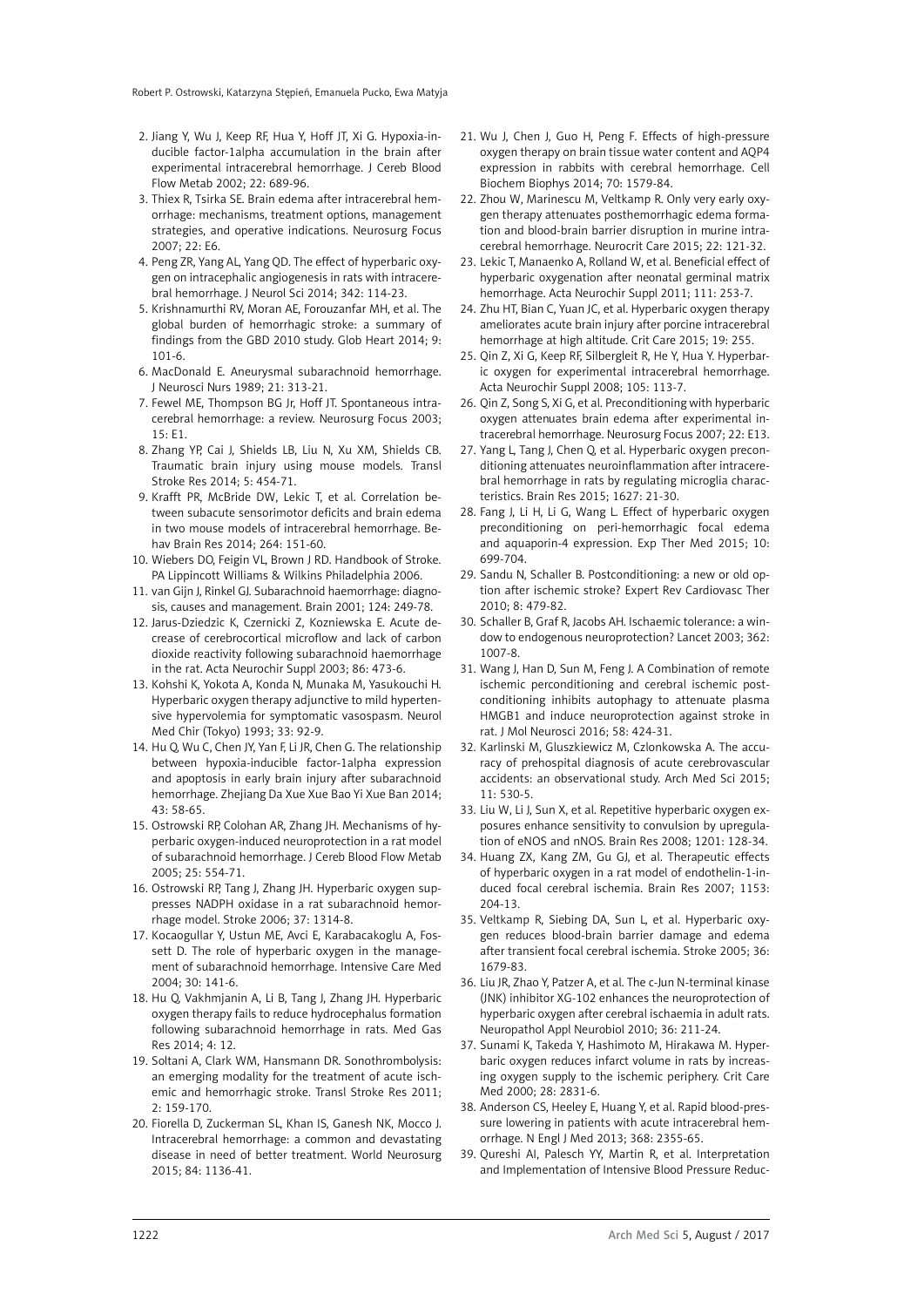2. Jiang Y, Wu J, Keep RF, Hua Y, Hoff JT, Xi G. Hypoxia-inducible factor-1alpha accumulation in the brain after experimental intracerebral hemorrhage. J Cereb Blood Flow Metab 2002; 22: 689-96.
3. Thiex R, Tsirka SE. Brain edema after intracerebral hemorrhage: mechanisms, treatment options, management strategies, and operative indications. Neurosurg Focus 2007; 22: E6.
4. Peng ZR, Yang AL, Yang QD. The effect of hyperbaric oxygen on intracephalic angiogenesis in rats with intracerebral hemorrhage. J Neurol Sci 2014; 342: 114-23.
5. Krishnamurthi RV, Moran AE, Forouzanfar MH, et al. The global burden of hemorrhagic stroke: a summary of findings from the GBD 2010 study. Glob Heart 2014; 9: 101-6.
6. MacDonald E. Aneurysmal subarachnoid hemorrhage. J Neurosci Nurs 1989; 21: 313-21.
7. Fewel ME, Thompson BG Jr, Hoff JT. Spontaneous intracerebral hemorrhage: a review. Neurosurg Focus 2003; 15: E1.
8. Zhang YP, Cai J, Shields LB, Liu N, Xu XM, Shields CB. Traumatic brain injury using mouse models. Transl Stroke Res 2014; 5: 454-71.
9. Krafft PR, McBride DW, Lekic T, et al. Correlation between subacute sensorimotor deficits and brain edema in two mouse models of intracerebral hemorrhage. Behav Brain Res 2014; 264: 151-60.
10. Wiebers DO, Feigin VL, Brown J RD. Handbook of Stroke. PA Lippincott Williams & Wilkins Philadelphia 2006.
11. van Gijn J, Rinkel GJ. Subarachnoid haemorrhage: diagnosis, causes and management. Brain 2001; 124: 249-78.
12. Jarus-Dziedzic K, Czernicki Z, Kozniewska E. Acute decrease of cerebrocortical microflow and lack of carbon dioxide reactivity following subarachnoid haemorrhage in the rat. Acta Neurochir Suppl 2003; 86: 473-6.
13. Kohshi K, Yokota A, Konda N, Munaka M, Yasukouchi H. Hyperbaric oxygen therapy adjunctive to mild hypertensive hypervolemia for symptomatic vasospasm. Neurol Med Chir (Tokyo) 1993; 33: 92-9.
14. Hu Q, Wu C, Chen JY, Yan F, Li JR, Chen G. The relationship between hypoxia-inducible factor-1alpha expression and apoptosis in early brain injury after subarachnoid hemorrhage. Zhejiang Da Xue Xue Bao Yi Xue Ban 2014; 43: 58-65.
15. Ostrowski RP, Colohan AR, Zhang JH. Mechanisms of hyperbaric oxygen-induced neuroprotection in a rat model of subarachnoid hemorrhage. J Cereb Blood Flow Metab 2005; 25: 554-71.
16. Ostrowski RP, Tang J, Zhang JH. Hyperbaric oxygen suppresses NADPH oxidase in a rat subarachnoid hemorrhage model. Stroke 2006; 37: 1314-8.
17. Kocaogullar Y, Ustun ME, Avci E, Karabacakoglu A, Fossett D. The role of hyperbaric oxygen in the management of subarachnoid hemorrhage. Intensive Care Med 2004; 30: 141-6.
18. Hu Q, Vakhmjanin A, Li B, Tang J, Zhang JH. Hyperbaric oxygen therapy fails to reduce hydrocephalus formation following subarachnoid hemorrhage in rats. Med Gas Res 2014; 4: 12.
19. Soltani A, Clark WM, Hansmann DR. Sonothrombolysis: an emerging modality for the treatment of acute ischemic and hemorrhagic stroke. Transl Stroke Res 2011; 2: 159-170.
20. Fiorella D, Zuckerman SL, Khan IS, Ganesh NK, Mocco J. Intracerebral hemorrhage: a common and devastating disease in need of better treatment. World Neurosurg 2015; 84: 1136-41.
21. Wu J, Chen J, Guo H, Peng F. Effects of high-pressure oxygen therapy on brain tissue water content and AQP4 expression in rabbits with cerebral hemorrhage. Cell Biochem Biophys 2014; 70: 1579-84.
22. Zhou W, Marinescu M, Veltkamp R. Only very early oxygen therapy attenuates posthemorrhagic edema formation and blood-brain barrier disruption in murine intracerebral hemorrhage. Neurocrit Care 2015; 22: 121-32.
23. Lekic T, Manaenko A, Rolland W, et al. Beneficial effect of hyperbaric oxygenation after neonatal germinal matrix hemorrhage. Acta Neurochir Suppl 2011; 111: 253-7.
24. Zhu HT, Bian C, Yuan JC, et al. Hyperbaric oxygen therapy ameliorates acute brain injury after porcine intracerebral hemorrhage at high altitude. Crit Care 2015; 19: 255.
25. Qin Z, Xi G, Keep RF, Silbergleit R, He Y, Hua Y. Hyperbaric oxygen for experimental intracerebral hemorrhage. Acta Neurochir Suppl 2008; 105: 113-7.
26. Qin Z, Song S, Xi G, et al. Preconditioning with hyperbaric oxygen attenuates brain edema after experimental intracerebral hemorrhage. Neurosurg Focus 2007; 22: E13.
27. Yang L, Tang J, Chen Q, et al. Hyperbaric oxygen preconditioning attenuates neuroinflammation after intracerebral hemorrhage in rats by regulating microglia characteristics. Brain Res 2015; 1627: 21-30.
28. Fang J, Li H, Li G, Wang L. Effect of hyperbaric oxygen preconditioning on peri-hemorrhagic focal edema and aquaporin-4 expression. Exp Ther Med 2015; 10: 699-704.
29. Sandu N, Schaller B. Postconditioning: a new or old option after ischemic stroke? Expert Rev Cardiovasc Ther 2010; 8: 479-82.
30. Schaller B, Graf R, Jacobs AH. Ischaemic tolerance: a window to endogenous neuroprotection? Lancet 2003; 362: 1007-8.
31. Wang J, Han D, Sun M, Feng J. A Combination of remote ischemic perconditioning and cerebral ischemic postconditioning inhibits autophagy to attenuate plasma HMGB1 and induce neuroprotection against stroke in rat. J Mol Neurosci 2016; 58: 424-31.
32. Karlinski M, Gluszkiewicz M, Czlonkowska A. The accuracy of prehospital diagnosis of acute cerebrovascular accidents: an observational study. Arch Med Sci 2015; 11: 530-5.
33. Liu W, Li J, Sun X, et al. Repetitive hyperbaric oxygen exposures enhance sensitivity to convulsion by upregulation of eNOS and nNOS. Brain Res 2008; 1201: 128-34.
34. Huang ZX, Kang ZM, Gu GJ, et al. Therapeutic effects of hyperbaric oxygen in a rat model of endothelin-1-induced focal cerebral ischemia. Brain Res 2007; 1153: 204-13.
35. Veltkamp R, Siebing DA, Sun L, et al. Hyperbaric oxygen reduces blood-brain barrier damage and edema after transient focal cerebral ischemia. Stroke 2005; 36: 1679-83.
36. Liu JR, Zhao Y, Patzer A, et al. The c-Jun N-terminal kinase (JNK) inhibitor XG-102 enhances the neuroprotection of hyperbaric oxygen after cerebral ischaemia in adult rats. Neuropathol Appl Neurobiol 2010; 36: 211-24.
37. Sunami K, Takeda Y, Hashimoto M, Hirakawa M. Hyperbaric oxygen reduces infarct volume in rats by increasing oxygen supply to the ischemic periphery. Crit Care Med 2000; 28: 2831-6.
38. Anderson CS, Heeley E, Huang Y, et al. Rapid blood-pressure lowering in patients with acute intracerebral hemorrhage. N Engl J Med 2013; 368: 2355-65.
39. Qureshi AI, Palesch YY, Martin R, et al. Interpretation and Implementation of Intensive Blood Pressure Reduc-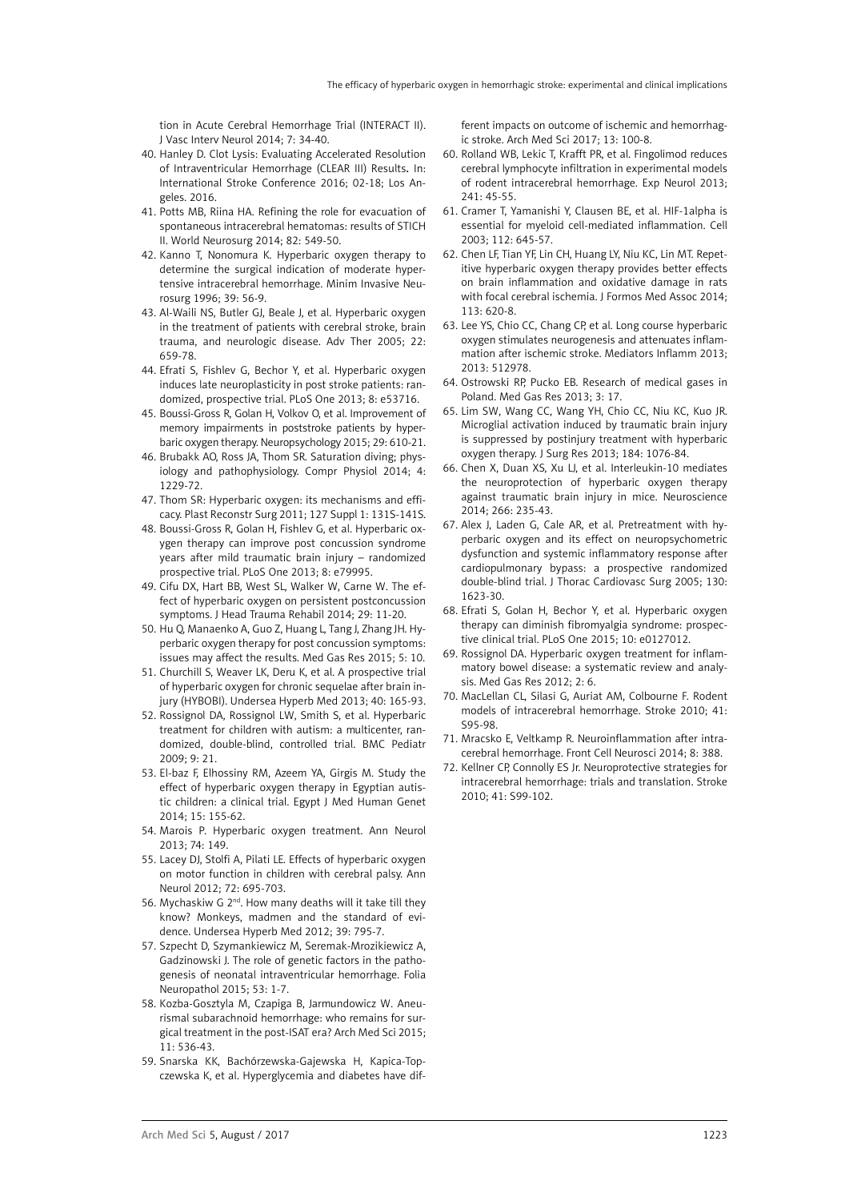tion in Acute Cerebral Hemorrhage Trial (INTERACT II). J Vasc Interv Neurol 2014; 7: 34-40.

40. Hanley D. Clot Lysis: Evaluating Accelerated Resolution of Intraventricular Hemorrhage (CLEAR III) Results. In: International Stroke Conference 2016; 02-18; Los Angeles. 2016.
41. Potts MB, Riina HA. Refining the role for evacuation of spontaneous intracerebral hematomas: results of STICH II. World Neurosurg 2014; 82: 549-50.
42. Kanno T, Nonomura K. Hyperbaric oxygen therapy to determine the surgical indication of moderate hypertensive intracerebral hemorrhage. Minim Invasive Neurosurg 1996; 39: 56-9.
43. Al-Waili NS, Butler GJ, Beale J, et al. Hyperbaric oxygen in the treatment of patients with cerebral stroke, brain trauma, and neurologic disease. Adv Ther 2005; 22: 659-78.
44. Efrati S, Fishlev G, Bechor Y, et al. Hyperbaric oxygen induces late neuroplasticity in post stroke patients: randomized, prospective trial. PLoS One 2013; 8: e53716.
45. Boussi-Gross R, Golan H, Volkov O, et al. Improvement of memory impairments in poststroke patients by hyperbaric oxygen therapy. Neuropsychology 2015; 29: 610-21.
46. Brubakk AO, Ross JA, Thom SR. Saturation diving; physiology and pathophysiology. Compr Physiol 2014; 4: 1229-72.
47. Thom SR: Hyperbaric oxygen: its mechanisms and efficacy. Plast Reconstr Surg 2011; 127 Suppl 1: 131S-141S.
48. Boussi-Gross R, Golan H, Fishlev G, et al. Hyperbaric oxygen therapy can improve post concussion syndrome years after mild traumatic brain injury – randomized prospective trial. PLoS One 2013; 8: e79995.
49. Cifu DX, Hart BB, West SL, Walker W, Carne W. The effect of hyperbaric oxygen on persistent postconcussion symptoms. J Head Trauma Rehabil 2014; 29: 11-20.
50. Hu Q, Manaenko A, Guo Z, Huang L, Tang J, Zhang JH. Hyperbaric oxygen therapy for post concussion symptoms: issues may affect the results. Med Gas Res 2015; 5: 10.
51. Churchill S, Weaver LK, Deru K, et al. A prospective trial of hyperbaric oxygen for chronic sequelae after brain injury (HYBOBI). Undersea Hyperb Med 2013; 40: 165-93.
52. Rossignol DA, Rossignol LW, Smith S, et al. Hyperbaric treatment for children with autism: a multicenter, randomized, double-blind, controlled trial. BMC Pediatr 2009; 9: 21.
53. El-baz F, Elhossiny RM, Azeem YA, Girgis M. Study the effect of hyperbaric oxygen therapy in Egyptian autistic children: a clinical trial. Egypt J Med Human Genet 2014; 15: 155-62.
54. Marois P. Hyperbaric oxygen treatment. Ann Neurol 2013; 74: 149.
55. Lacey DJ, Stolfi A, Pilati LE. Effects of hyperbaric oxygen on motor function in children with cerebral palsy. Ann Neurol 2012; 72: 695-703.
56. Mychaskiw G 2nd. How many deaths will it take till they know? Monkeys, madmen and the standard of evidence. Undersea Hyperb Med 2012; 39: 795-7.
57. Szpecht D, Szymankiewicz M, Seremak-Mrozikiewicz A, Gadzinowski J. The role of genetic factors in the pathogenesis of neonatal intraventricular hemorrhage. Folia Neuropathol 2015; 53: 1-7.
58. Kozba-Gosztyla M, Czapiga B, Jarmundowicz W. Aneurismal subarachnoid hemorrhage: who remains for surgical treatment in the post-ISAT era? Arch Med Sci 2015; 11: 536-43.
59. Snarska KK, Bachórzewska-Gajewska H, Kapica-Topczewska K, et al. Hyperglycemia and diabetes have different impacts on outcome of ischemic and hemorrhagic stroke. Arch Med Sci 2017; 13: 100-8.
60. Rolland WB, Lekic T, Krafft PR, et al. Fingolimod reduces cerebral lymphocyte infiltration in experimental models of rodent intracerebral hemorrhage. Exp Neurol 2013; 241: 45-55.
61. Cramer T, Yamanishi Y, Clausen BE, et al. HIF-1alpha is essential for myeloid cell-mediated inflammation. Cell 2003; 112: 645-57.
62. Chen LF, Tian YF, Lin CH, Huang LY, Niu KC, Lin MT. Repetitive hyperbaric oxygen therapy provides better effects on brain inflammation and oxidative damage in rats with focal cerebral ischemia. J Formos Med Assoc 2014; 113: 620-8.
63. Lee YS, Chio CC, Chang CP, et al. Long course hyperbaric oxygen stimulates neurogenesis and attenuates inflammation after ischemic stroke. Mediators Inflamm 2013; 2013: 512978.
64. Ostrowski RP, Pucko EB. Research of medical gases in Poland. Med Gas Res 2013; 3: 17.
65. Lim SW, Wang CC, Wang YH, Chio CC, Niu KC, Kuo JR. Microglial activation induced by traumatic brain injury is suppressed by postinjury treatment with hyperbaric oxygen therapy. J Surg Res 2013; 184: 1076-84.
66. Chen X, Duan XS, Xu LJ, et al. Interleukin-10 mediates the neuroprotection of hyperbaric oxygen therapy against traumatic brain injury in mice. Neuroscience 2014; 266: 235-43.
67. Alex J, Laden G, Cale AR, et al. Pretreatment with hyperbaric oxygen and its effect on neuropsychometric dysfunction and systemic inflammatory response after cardiopulmonary bypass: a prospective randomized double-blind trial. J Thorac Cardiovasc Surg 2005; 130: 1623-30.
68. Efrati S, Golan H, Bechor Y, et al. Hyperbaric oxygen therapy can diminish fibromyalgia syndrome: prospective clinical trial. PLoS One 2015; 10: e0127012.
69. Rossignol DA. Hyperbaric oxygen treatment for inflammatory bowel disease: a systematic review and analysis. Med Gas Res 2012; 2: 6.
70. MacLellan CL, Silasi G, Auriat AM, Colbourne F. Rodent models of intracerebral hemorrhage. Stroke 2010; 41: S95-98.
71. Mracsko E, Veltkamp R. Neuroinflammation after intracerebral hemorrhage. Front Cell Neurosci 2014; 8: 388.
72. Kellner CP, Connolly ES Jr. Neuroprotective strategies for intracerebral hemorrhage: trials and translation. Stroke 2010; 41: S99-102.